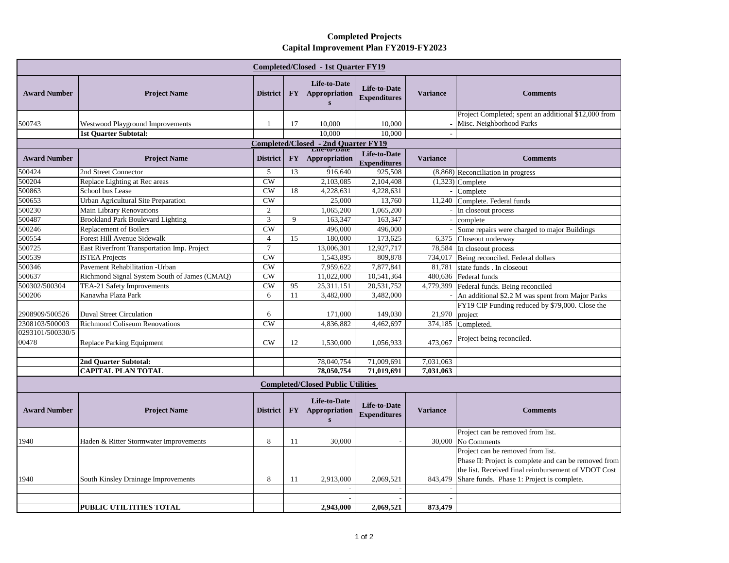# Completed Projects
## Capital Improvement Plan FY2019-FY2023

| Award Number | Project Name | District | FY | Life-to-Date Appropriations | Life-to-Date Expenditures | Variance | Comments |
|---|---|---|---|---|---|---|---|
| **Completed/Closed - 1st Quarter FY19** | | | | | | | |
| 500743 | Westwood Playground Improvements | 1 | 17 | 10,000 | 10,000 | - | Project Completed; spent an additional $12,000 from Misc. Neighborhood Parks |
| | **1st Quarter Subtotal:** | | | 10,000 | 10,000 | - | |
| **Completed/Closed - 2nd Quarter FY19** | | | | | | | |
| 500424 | 2nd Street Connector | 5 | 13 | 916,640 | 925,508 | (8,868) | Reconciliation in progress |
| 500204 | Replace Lighting at Rec areas | CW | | 2,103,085 | 2,104,408 | (1,323) | Complete |
| 500863 | School bus Lease | CW | 18 | 4,228,631 | 4,228,631 | - | Complete |
| 500653 | Urban Agricultural Site Preparation | CW | | 25,000 | 13,760 | 11,240 | Complete. Federal funds |
| 500230 | Main Library Renovations | 2 | | 1,065,200 | 1,065,200 | - | In closeout process |
| 500487 | Brookland Park Boulevard Lighting | 3 | 9 | 163,347 | 163,347 | - | complete |
| 500246 | Replacement of Boilers | CW | | 496,000 | 496,000 | - | Some repairs were charged to major Buildings |
| 500554 | Forest Hill Avenue Sidewalk | 4 | 15 | 180,000 | 173,625 | 6,375 | Closeout underway |
| 500725 | East Riverfront Transportation Imp. Project | 7 | | 13,006,301 | 12,927,717 | 78,584 | In closeout process |
| 500539 | ISTEA Projects | CW | | 1,543,895 | 809,878 | 734,017 | Being reconciled. Federal dollars |
| 500346 | Pavement Rehabilitation -Urban | CW | | 7,959,622 | 7,877,841 | 81,781 | state funds . In closeout |
| 500637 | Richmond Signal System South of James (CMAQ) | CW | | 11,022,000 | 10,541,364 | 480,636 | Federal funds |
| 500302/500304 | TEA-21 Safety Improvements | CW | 95 | 25,311,151 | 20,531,752 | 4,779,399 | Federal funds. Being reconciled |
| 500206 | Kanawha Plaza Park | 6 | 11 | 3,482,000 | 3,482,000 | - | An additional $2.2 M was spent from Major Parks |
| 2908909/500526 | Duval Street Circulation | 6 | | 171,000 | 149,030 | 21,970 | FY19 CIP Funding reduced by $79,000. Close the project |
| 2308103/500003 | Richmond Coliseum Renovations | CW | | 4,836,882 | 4,462,697 | 374,185 | Completed. |
| 0293101/500330/500478 | Replace Parking Equipment | CW | 12 | 1,530,000 | 1,056,933 | 473,067 | Project being reconciled. |
| | | | | | | | |
| | **2nd Quarter Subtotal:** | | | 78,040,754 | 71,009,691 | 7,031,063 | |
| | **CAPITAL PLAN TOTAL** | | | **78,050,754** | **71,019,691** | **7,031,063** | |

| Award Number | Project Name | District | FY | Life-to-Date Appropriations | Life-to-Date Expenditures | Variance | Comments |
|---|---|---|---|---|---|---|---|
| **Completed/Closed Public Utilities** | | | | | | | |
| 1940 | Haden & Ritter Stormwater Improvements | 8 | 11 | 30,000 | - | 30,000 | Project can be removed from list. No Comments |
| 1940 | South Kinsley Drainage Improvements | 8 | 11 | 2,913,000 | 2,069,521 | 843,479 | Project can be removed from list. Phase II: Project is complete and can be removed from the list. Received final reimbursement of VDOT Cost Share funds. Phase 1: Project is complete. |
| | | | | - | - | - | |
| | | | | - | - | - | |
| | **PUBLIC UTILTITIES TOTAL** | | | **2,943,000** | **2,069,521** | **873,479** | |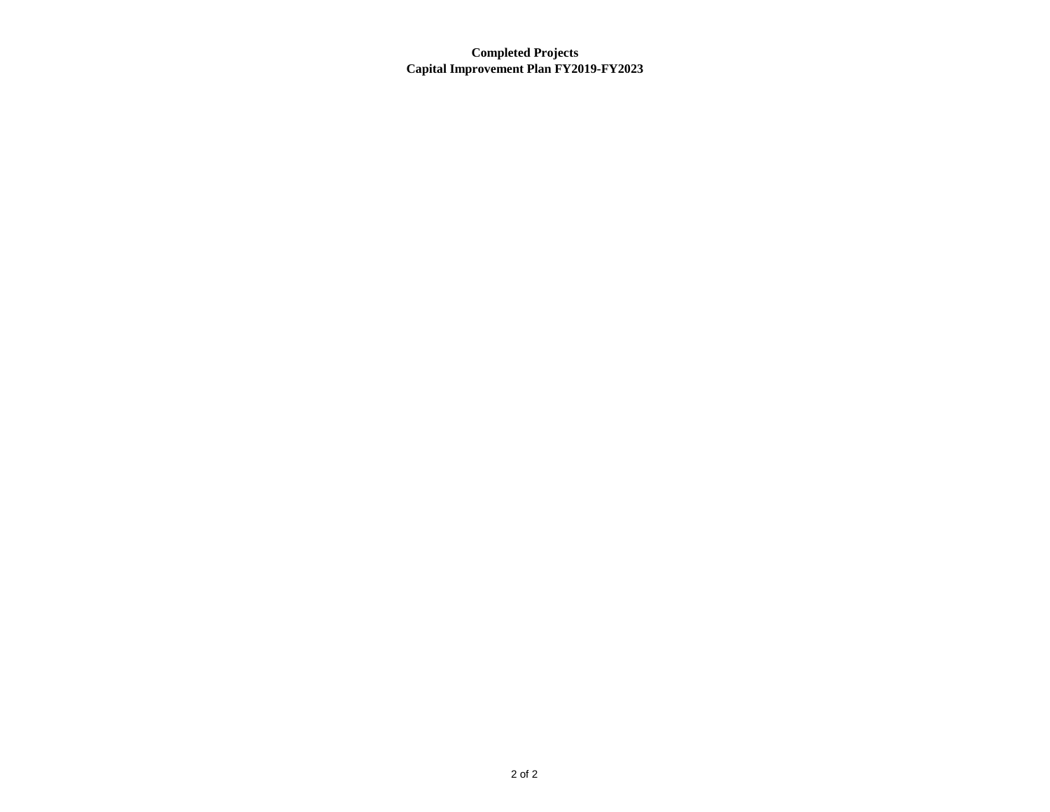**Completed Projects**
**Capital Improvement Plan FY2019-FY2023**